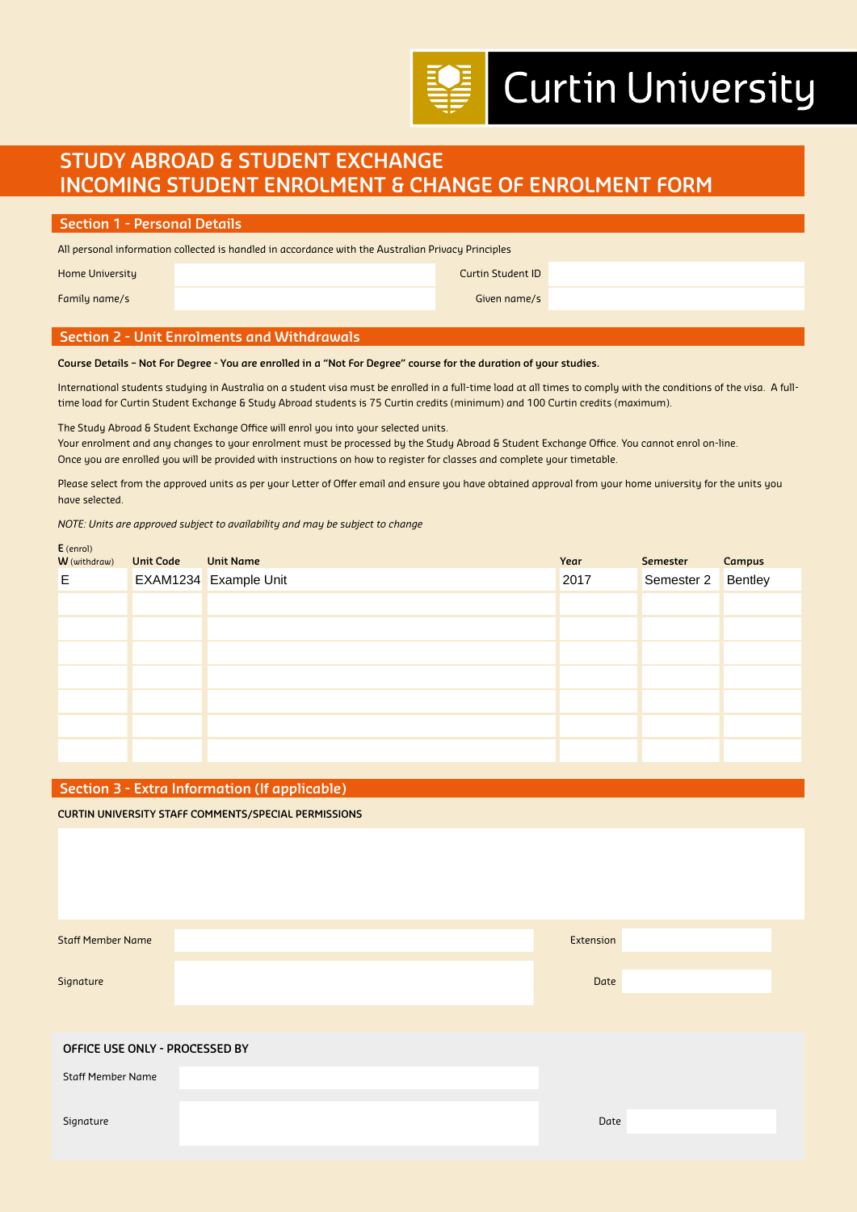Curtin University

# STUDY ABROAD & STUDENT EXCHANGE
# INCOMING STUDENT ENROLMENT & CHANGE OF ENROLMENT FORM

## Section 1 - Personal Details

All personal information collected is handled in accordance with the Australian Privacy Principles

| | | | |
|---|---|---|---|
| Home University | | Curtin Student ID | |
| Family name/s | | Given name/s | |

## Section 2 - Unit Enrolments and Withdrawals

**Course Details – Not For Degree - You are enrolled in a "Not For Degree" course for the duration of your studies.**

International students studying in Australia on a student visa must be enrolled in a full-time load at all times to comply with the conditions of the visa. A full-time load for Curtin Student Exchange & Study Abroad students is 75 Curtin credits (minimum) and 100 Curtin credits (maximum).

The Study Abroad & Student Exchange Office will enrol you into your selected units.
Your enrolment and any changes to your enrolment must be processed by the Study Abroad & Student Exchange Office. You cannot enrol on-line.
Once you are enrolled you will be provided with instructions on how to register for classes and complete your timetable.

Please select from the approved units as per your Letter of Offer email and ensure you have obtained approval from your home university for the units you have selected.

*NOTE: Units are approved subject to availability and may be subject to change*

| **E** (enrol) **W** (withdraw) | Unit Code | Unit Name | Year | Semester | Campus |
|---|---|---|---|---|---|
| E | EXAM1234 | Example Unit | 2017 | Semester 2 | Bentley |
| | | | | | |
| | | | | | |
| | | | | | |
| | | | | | |
| | | | | | |
| | | | | | |
| | | | | | |

## Section 3 - Extra Information (If applicable)

**CURTIN UNIVERSITY STAFF COMMENTS/SPECIAL PERMISSIONS**

| | | | |
|---|---|---|---|
| Staff Member Name | | Extension | |
| Signature | | Date | |

**OFFICE USE ONLY - PROCESSED BY**

| | | | |
|---|---|---|---|
| Staff Member Name | | | |
| Signature | | Date | |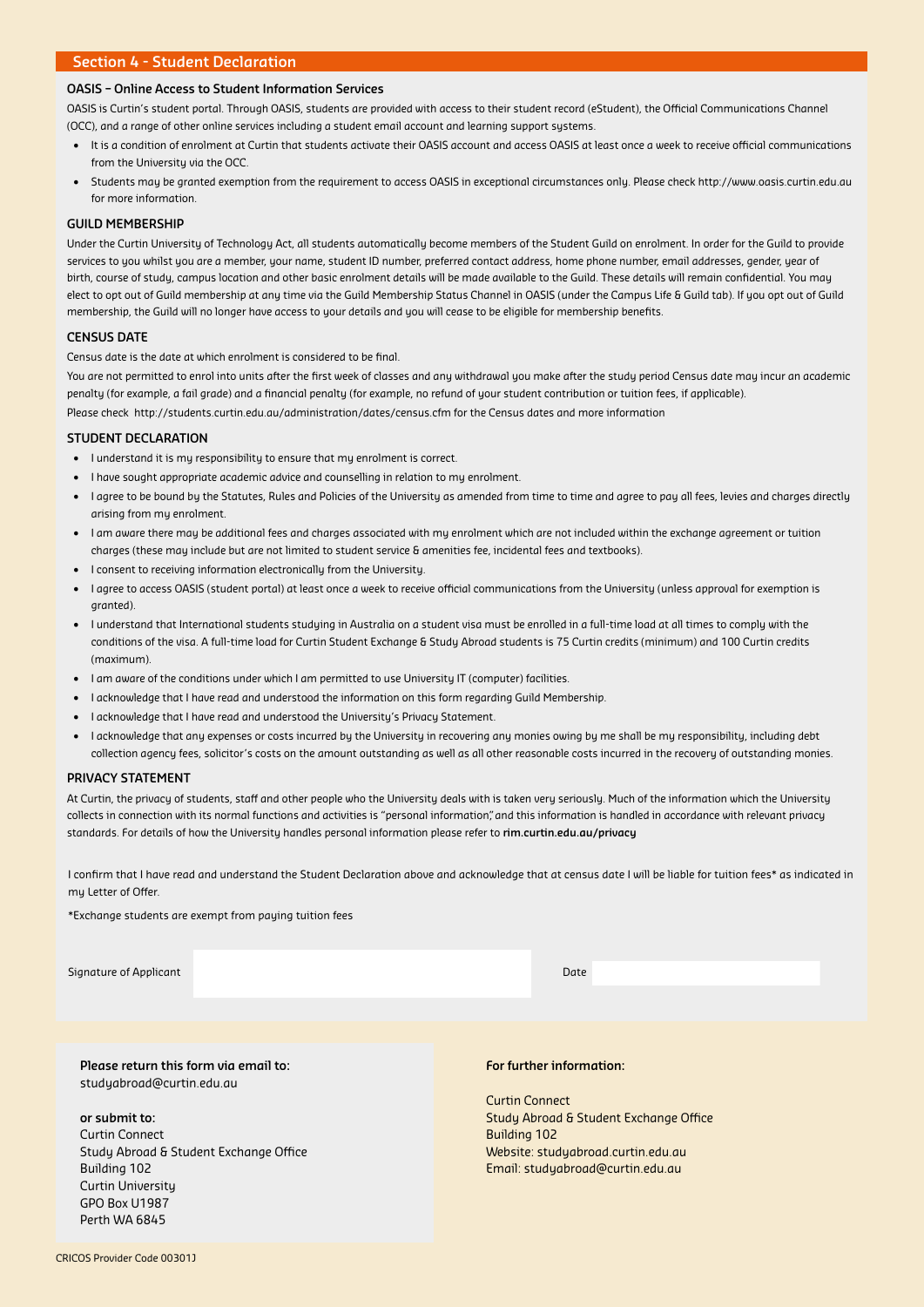## Section 4 - Student Declaration

### OASIS – Online Access to Student Information Services

OASIS is Curtin's student portal. Through OASIS, students are provided with access to their student record (eStudent), the Official Communications Channel (OCC), and a range of other online services including a student email account and learning support systems.

- It is a condition of enrolment at Curtin that students activate their OASIS account and access OASIS at least once a week to receive official communications from the University via the OCC.
- Students may be granted exemption from the requirement to access OASIS in exceptional circumstances only. Please check http://www.oasis.curtin.edu.au for more information.

### GUILD MEMBERSHIP

Under the Curtin University of Technology Act, all students automatically become members of the Student Guild on enrolment. In order for the Guild to provide services to you whilst you are a member, your name, student ID number, preferred contact address, home phone number, email addresses, gender, year of birth, course of study, campus location and other basic enrolment details will be made available to the Guild. These details will remain confidential. You may elect to opt out of Guild membership at any time via the Guild Membership Status Channel in OASIS (under the Campus Life & Guild tab). If you opt out of Guild membership, the Guild will no longer have access to your details and you will cease to be eligible for membership benefits.

### CENSUS DATE

Census date is the date at which enrolment is considered to be final.

You are not permitted to enrol into units after the first week of classes and any withdrawal you make after the study period Census date may incur an academic penalty (for example, a fail grade) and a financial penalty (for example, no refund of your student contribution or tuition fees, if applicable).

Please check http://students.curtin.edu.au/administration/dates/census.cfm for the Census dates and more information

### STUDENT DECLARATION

- I understand it is my responsibility to ensure that my enrolment is correct.
- I have sought appropriate academic advice and counselling in relation to my enrolment.
- I agree to be bound by the Statutes, Rules and Policies of the University as amended from time to time and agree to pay all fees, levies and charges directly arising from my enrolment.
- I am aware there may be additional fees and charges associated with my enrolment which are not included within the exchange agreement or tuition charges (these may include but are not limited to student service & amenities fee, incidental fees and textbooks).
- I consent to receiving information electronically from the University.
- I agree to access OASIS (student portal) at least once a week to receive official communications from the University (unless approval for exemption is granted).
- I understand that International students studying in Australia on a student visa must be enrolled in a full-time load at all times to comply with the conditions of the visa. A full-time load for Curtin Student Exchange & Study Abroad students is 75 Curtin credits (minimum) and 100 Curtin credits (maximum).
- I am aware of the conditions under which I am permitted to use University IT (computer) facilities.
- I acknowledge that I have read and understood the information on this form regarding Guild Membership.
- I acknowledge that I have read and understood the University's Privacy Statement.
- I acknowledge that any expenses or costs incurred by the University in recovering any monies owing by me shall be my responsibility, including debt collection agency fees, solicitor's costs on the amount outstanding as well as all other reasonable costs incurred in the recovery of outstanding monies.

### PRIVACY STATEMENT

At Curtin, the privacy of students, staff and other people who the University deals with is taken very seriously. Much of the information which the University collects in connection with its normal functions and activities is "personal information," and this information is handled in accordance with relevant privacy standards. For details of how the University handles personal information please refer to **rim.curtin.edu.au/privacy**

I confirm that I have read and understand the Student Declaration above and acknowledge that at census date I will be liable for tuition fees* as indicated in my Letter of Offer.

*Exchange students are exempt from paying tuition fees

Signature of Applicant ____________________ Date ____________________

**Please return this form via email to:**
studyabroad@curtin.edu.au

**or submit to:**
Curtin Connect
Study Abroad & Student Exchange Office
Building 102
Curtin University
GPO Box U1987
Perth WA 6845

**For further information:**

Curtin Connect
Study Abroad & Student Exchange Office
Building 102
Website: studyabroad.curtin.edu.au
Email: studyabroad@curtin.edu.au

CRICOS Provider Code 00301J